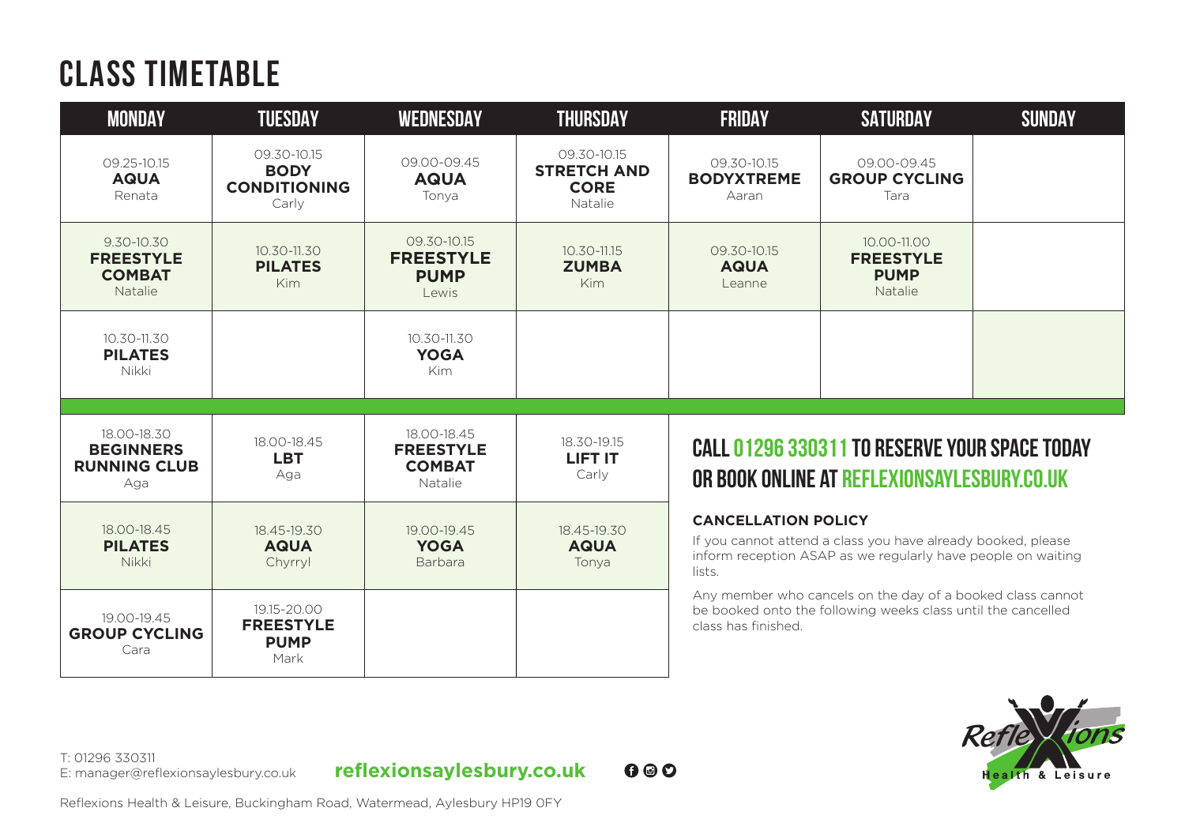# CLASS TIMETABLE

| MONDAY | TUESDAY | WEDNESDAY | THURSDAY | FRIDAY | SATURDAY | SUNDAY |
|---|---|---|---|---|---|---|
| 09.25-10.15 **AQUA** Renata | 09.30-10.15 **BODY CONDITIONING** Carly | 09.00-09.45 **AQUA** Tonya | 09.30-10.15 **STRETCH AND CORE** Natalie | 09.30-10.15 **BODYXTREME** Aaran | 09.00-09.45 **GROUP CYCLING** Tara | |
| 9.30-10.30 **FREESTYLE COMBAT** Natalie | 10.30-11.30 **PILATES** Kim | 09.30-10.15 **FREESTYLE PUMP** Lewis | 10.30-11.15 **ZUMBA** Kim | 09.30-10.15 **AQUA** Leanne | 10.00-11.00 **FREESTYLE PUMP** Natalie | |
| 10.30-11.30 **PILATES** Nikki | | 10.30-11.30 **YOGA** Kim | | | | |
| 18.00-18.30 **BEGINNERS RUNNING CLUB** Aga | 18.00-18.45 **LBT** Aga | 18.00-18.45 **FREESTYLE COMBAT** Natalie | 18.30-19.15 **LIFT IT** Carly | | | |
| 18.00-18.45 **PILATES** Nikki | 18.45-19.30 **AQUA** Chyrryl | 19.00-19.45 **YOGA** Barbara | 18.45-19.30 **AQUA** Tonya | | | |
| 19.00-19.45 **GROUP CYCLING** Cara | 19.15-20.00 **FREESTYLE PUMP** Mark | | | | | |

## CALL 01296 330311 TO RESERVE YOUR SPACE TODAY OR BOOK ONLINE AT REFLEXIONSAYLESBURY.CO.UK

**CANCELLATION POLICY**

If you cannot attend a class you have already booked, please inform reception ASAP as we regularly have people on waiting lists.

Any member who cancels on the day of a booked class cannot be booked onto the following weeks class until the cancelled class has finished.

T: 01296 330311
E: manager@reflexionsaylesbury.co.uk

**reflexionsaylesbury.co.uk**

Reflexions Health & Leisure

Reflexions Health & Leisure, Buckingham Road, Watermead, Aylesbury HP19 0FY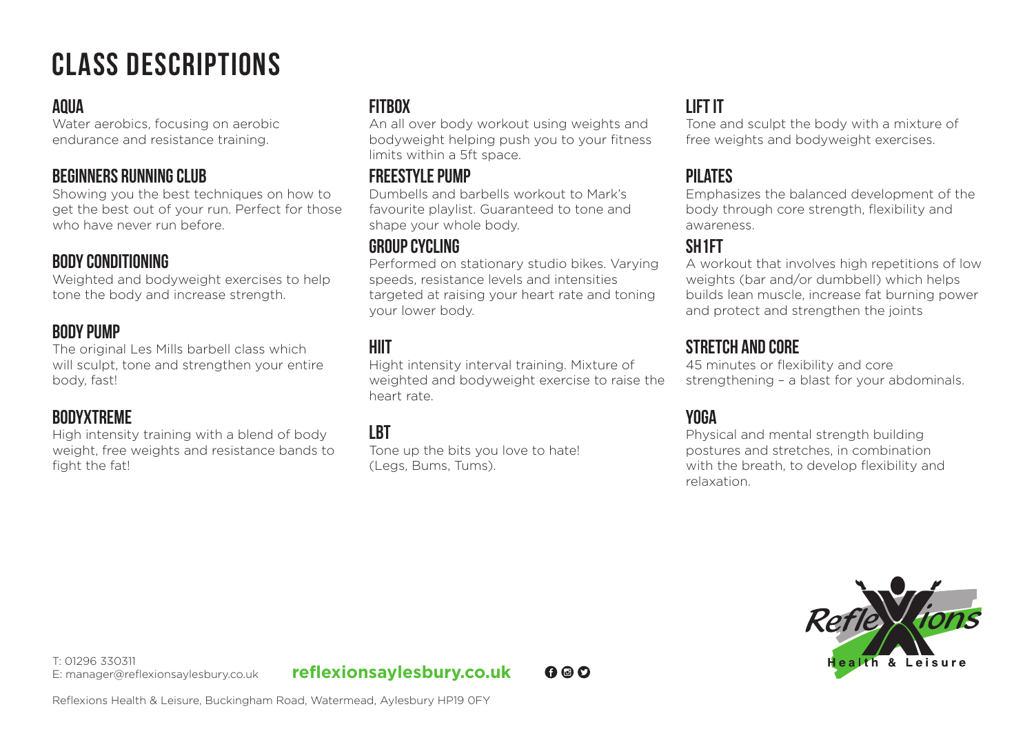# CLASS DESCRIPTIONS

## AQUA

Water aerobics, focusing on aerobic endurance and resistance training.

## BEGINNERS RUNNING CLUB

Showing you the best techniques on how to get the best out of your run. Perfect for those who have never run before.

## BODY CONDITIONING

Weighted and bodyweight exercises to help tone the body and increase strength.

## BODY PUMP

The original Les Mills barbell class which will sculpt, tone and strengthen your entire body, fast!

## BODYXTREME

High intensity training with a blend of body weight, free weights and resistance bands to fight the fat!

## FITBOX

An all over body workout using weights and bodyweight helping push you to your fitness limits within a 5ft space.

## FREESTYLE PUMP

Dumbells and barbells workout to Mark's favourite playlist. Guaranteed to tone and shape your whole body.

## GROUP CYCLING

Performed on stationary studio bikes. Varying speeds, resistance levels and intensities targeted at raising your heart rate and toning your lower body.

## HIIT

Hight intensity interval training. Mixture of weighted and bodyweight exercise to raise the heart rate.

## LBT

Tone up the bits you love to hate! (Legs, Bums, Tums).

## LIFT IT

Tone and sculpt the body with a mixture of free weights and bodyweight exercises.

## PILATES

Emphasizes the balanced development of the body through core strength, flexibility and awareness.

## SH1FT

A workout that involves high repetitions of low weights (bar and/or dumbbell) which helps builds lean muscle, increase fat burning power and protect and strengthen the joints

## STRETCH AND CORE

45 minutes or flexibility and core strengthening – a blast for your abdominals.

## YOGA

Physical and mental strength building postures and stretches, in combination with the breath, to develop flexibility and relaxation.

T: 01296 330311
E: manager@reflexionsaylesbury.co.uk

**reflexionsaylesbury.co.uk**

Reflexions Health & Leisure

Reflexions Health & Leisure, Buckingham Road, Watermead, Aylesbury HP19 0FY